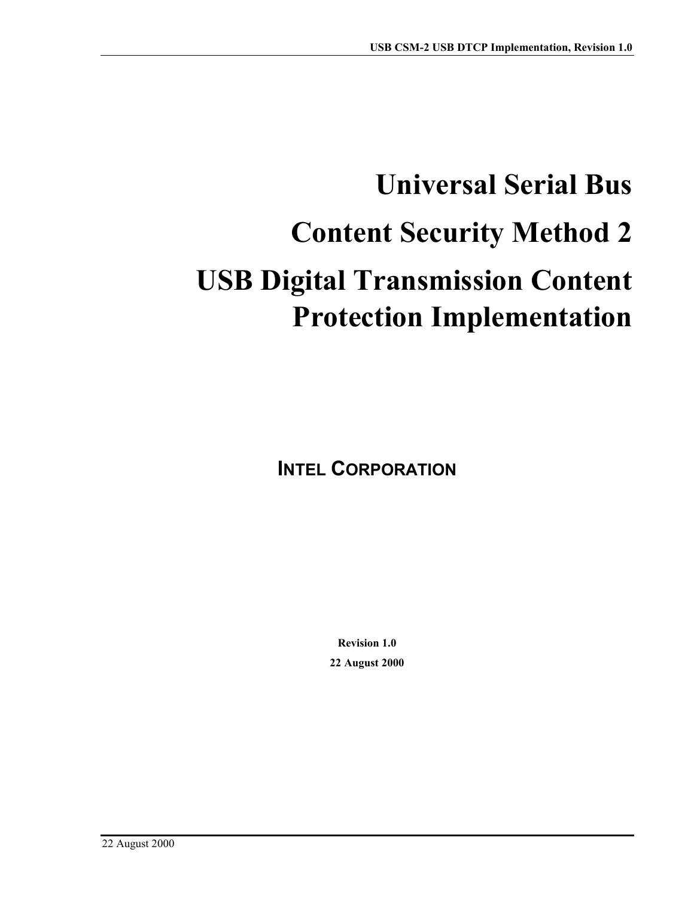# Universal Serial Bus

# Content Security Method 2

# USB Digital Transmission Content Protection Implementation

**INTEL CORPORATION**

**Revision 1.0**

**22 August 2000**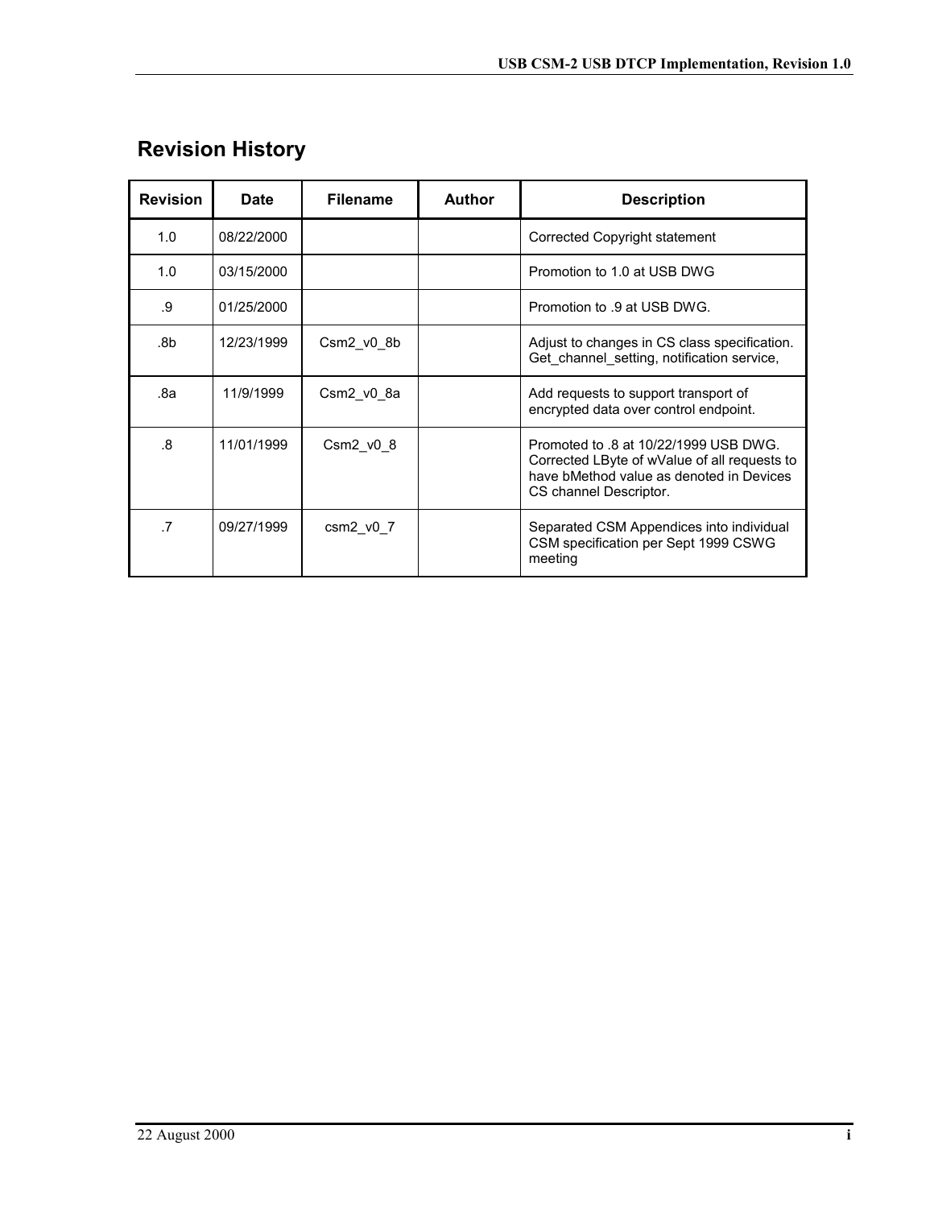## Revision History

| Revision | Date | Filename | Author | Description |
|---|---|---|---|---|
| 1.0 | 08/22/2000 | | | Corrected Copyright statement |
| 1.0 | 03/15/2000 | | | Promotion to 1.0 at USB DWG |
| .9 | 01/25/2000 | | | Promotion to .9 at USB DWG. |
| .8b | 12/23/1999 | Csm2_v0_8b | | Adjust to changes in CS class specification. Get_channel_setting, notification service, |
| .8a | 11/9/1999 | Csm2_v0_8a | | Add requests to support transport of encrypted data over control endpoint. |
| .8 | 11/01/1999 | Csm2_v0_8 | | Promoted to .8 at 10/22/1999 USB DWG. Corrected LByte of wValue of all requests to have bMethod value as denoted in Devices CS channel Descriptor. |
| .7 | 09/27/1999 | csm2_v0_7 | | Separated CSM Appendices into individual CSM specification per Sept 1999 CSWG meeting |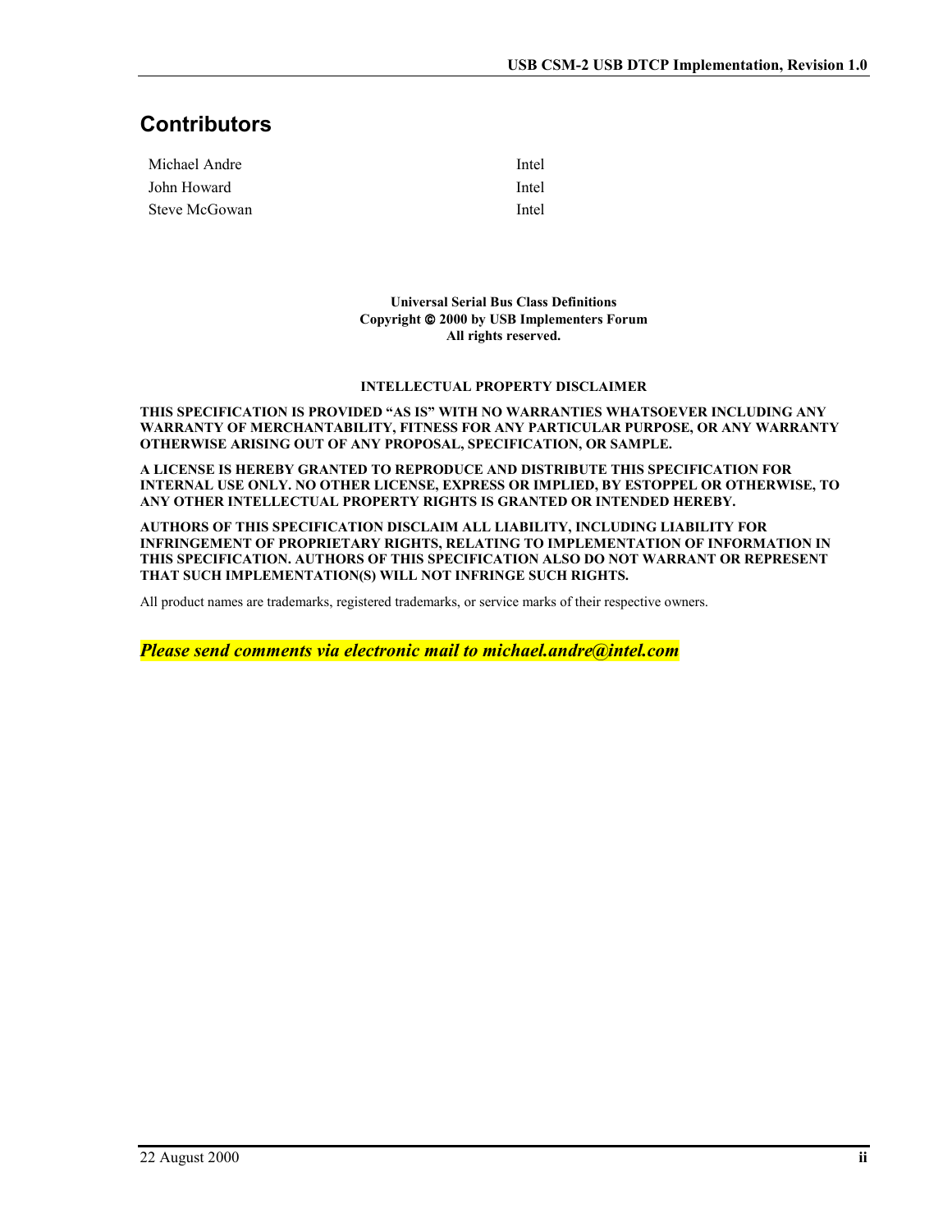## Contributors

| | |
|---|---|
| Michael Andre | Intel |
| John Howard | Intel |
| Steve McGowan | Intel |

**Universal Serial Bus Class Definitions**
**Copyright © 2000 by USB Implementers Forum**
**All rights reserved.**

**INTELLECTUAL PROPERTY DISCLAIMER**

**THIS SPECIFICATION IS PROVIDED "AS IS" WITH NO WARRANTIES WHATSOEVER INCLUDING ANY WARRANTY OF MERCHANTABILITY, FITNESS FOR ANY PARTICULAR PURPOSE, OR ANY WARRANTY OTHERWISE ARISING OUT OF ANY PROPOSAL, SPECIFICATION, OR SAMPLE.**

**A LICENSE IS HEREBY GRANTED TO REPRODUCE AND DISTRIBUTE THIS SPECIFICATION FOR INTERNAL USE ONLY. NO OTHER LICENSE, EXPRESS OR IMPLIED, BY ESTOPPEL OR OTHERWISE, TO ANY OTHER INTELLECTUAL PROPERTY RIGHTS IS GRANTED OR INTENDED HEREBY.**

**AUTHORS OF THIS SPECIFICATION DISCLAIM ALL LIABILITY, INCLUDING LIABILITY FOR INFRINGEMENT OF PROPRIETARY RIGHTS, RELATING TO IMPLEMENTATION OF INFORMATION IN THIS SPECIFICATION. AUTHORS OF THIS SPECIFICATION ALSO DO NOT WARRANT OR REPRESENT THAT SUCH IMPLEMENTATION(S) WILL NOT INFRINGE SUCH RIGHTS.**

All product names are trademarks, registered trademarks, or service marks of their respective owners.

***Please send comments via electronic mail to michael.andre@intel.com***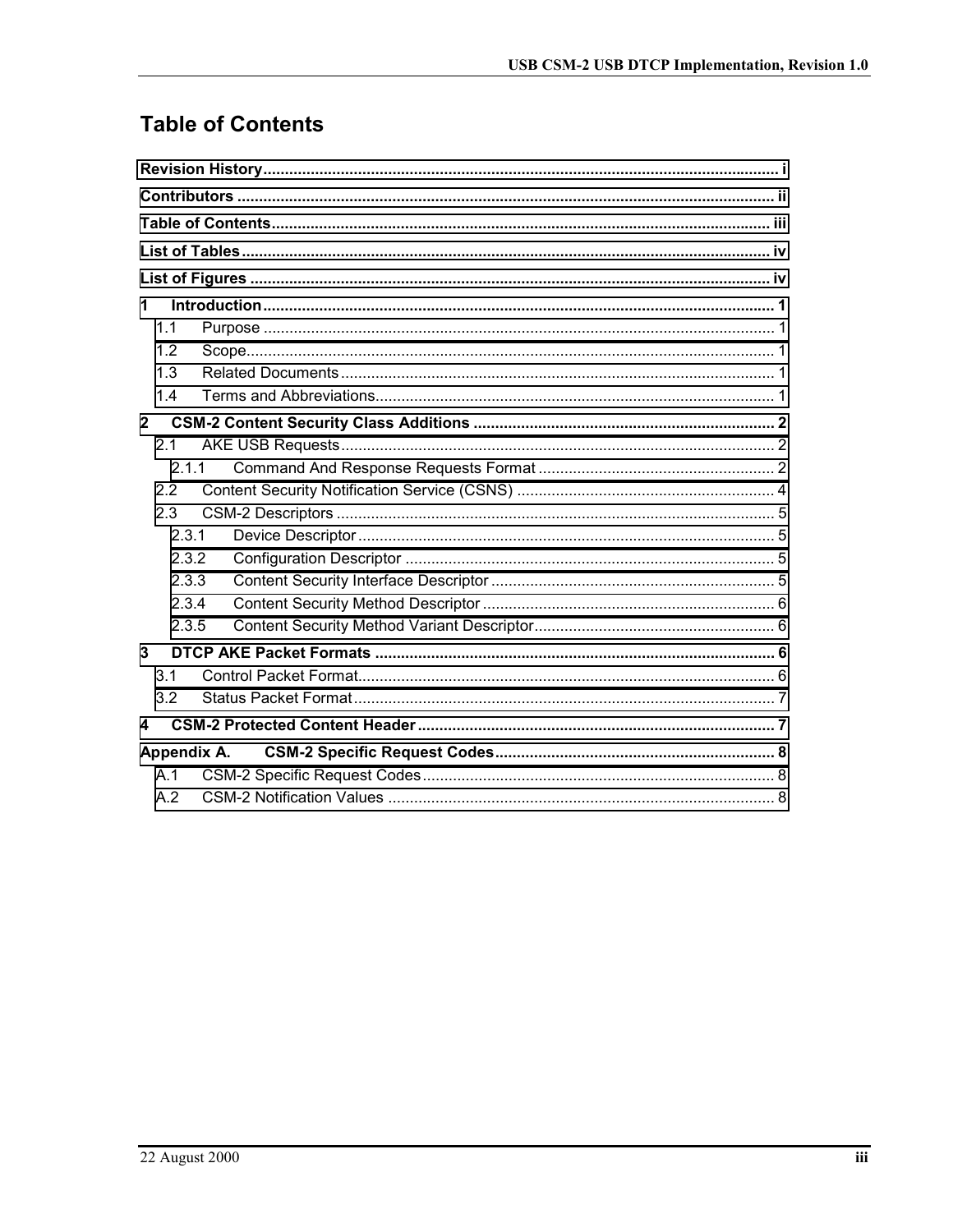# Table of Contents

Revision History ........................................................................................................................ i

Contributors ................................................................................................................................ ii

Table of Contents ...................................................................................................................... iii

List of Tables ............................................................................................................................. iv

List of Figures ........................................................................................................................... iv

1 Introduction ............................................................................................................................ 1

- 1.1 Purpose ............................................................................................................................ 1
- 1.2 Scope ................................................................................................................................ 1
- 1.3 Related Documents ......................................................................................................... 1
- 1.4 Terms and Abbreviations ................................................................................................ 1

2 CSM-2 Content Security Class Additions ............................................................................ 2

- 2.1 AKE USB Requests ......................................................................................................... 2
  - 2.1.1 Command And Response Requests Format ............................................................ 2
- 2.2 Content Security Notification Service (CSNS) ................................................................ 4
- 2.3 CSM-2 Descriptors ........................................................................................................... 5
  - 2.3.1 Device Descriptor ....................................................................................................... 5
  - 2.3.2 Configuration Descriptor ............................................................................................ 5
  - 2.3.3 Content Security Interface Descriptor ........................................................................ 5
  - 2.3.4 Content Security Method Descriptor .......................................................................... 6
  - 2.3.5 Content Security Method Variant Descriptor .............................................................. 6

3 DTCP AKE Packet Formats .................................................................................................. 6

- 3.1 Control Packet Format ..................................................................................................... 6
- 3.2 Status Packet Format ....................................................................................................... 7

4 CSM-2 Protected Content Header ......................................................................................... 7

Appendix A. CSM-2 Specific Request Codes ......................................................................... 8

- A.1 CSM-2 Specific Request Codes ........................................................................................ 8
- A.2 CSM-2 Notification Values ............................................................................................... 8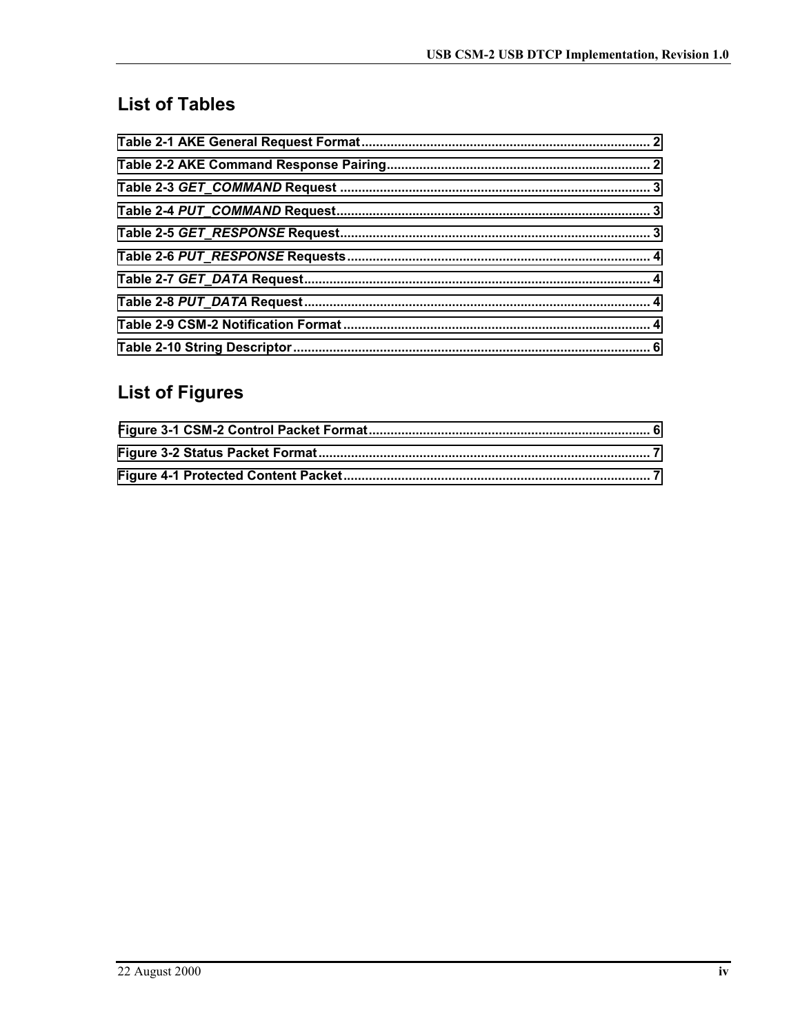## List of Tables

Table 2-1 AKE General Request Format ............................................................................... 2

Table 2-2 AKE Command Response Pairing........................................................................ 2

Table 2-3 *GET_COMMAND* Request ..................................................................................... 3

Table 2-4 *PUT_COMMAND* Request...................................................................................... 3

Table 2-5 *GET_RESPONSE* Request..................................................................................... 3

Table 2-6 *PUT_RESPONSE* Requests .................................................................................. 4

Table 2-7 *GET_DATA* Request ................................................................................................ 4

Table 2-8 *PUT_DATA* Request ................................................................................................ 4

Table 2-9 CSM-2 Notification Format .................................................................................... 4

Table 2-10 String Descriptor .................................................................................................. 6

## List of Figures

Figure 3-1 CSM-2 Control Packet Format............................................................................ 6

Figure 3-2 Status Packet Format ........................................................................................... 7

Figure 4-1 Protected Content Packet .................................................................................... 7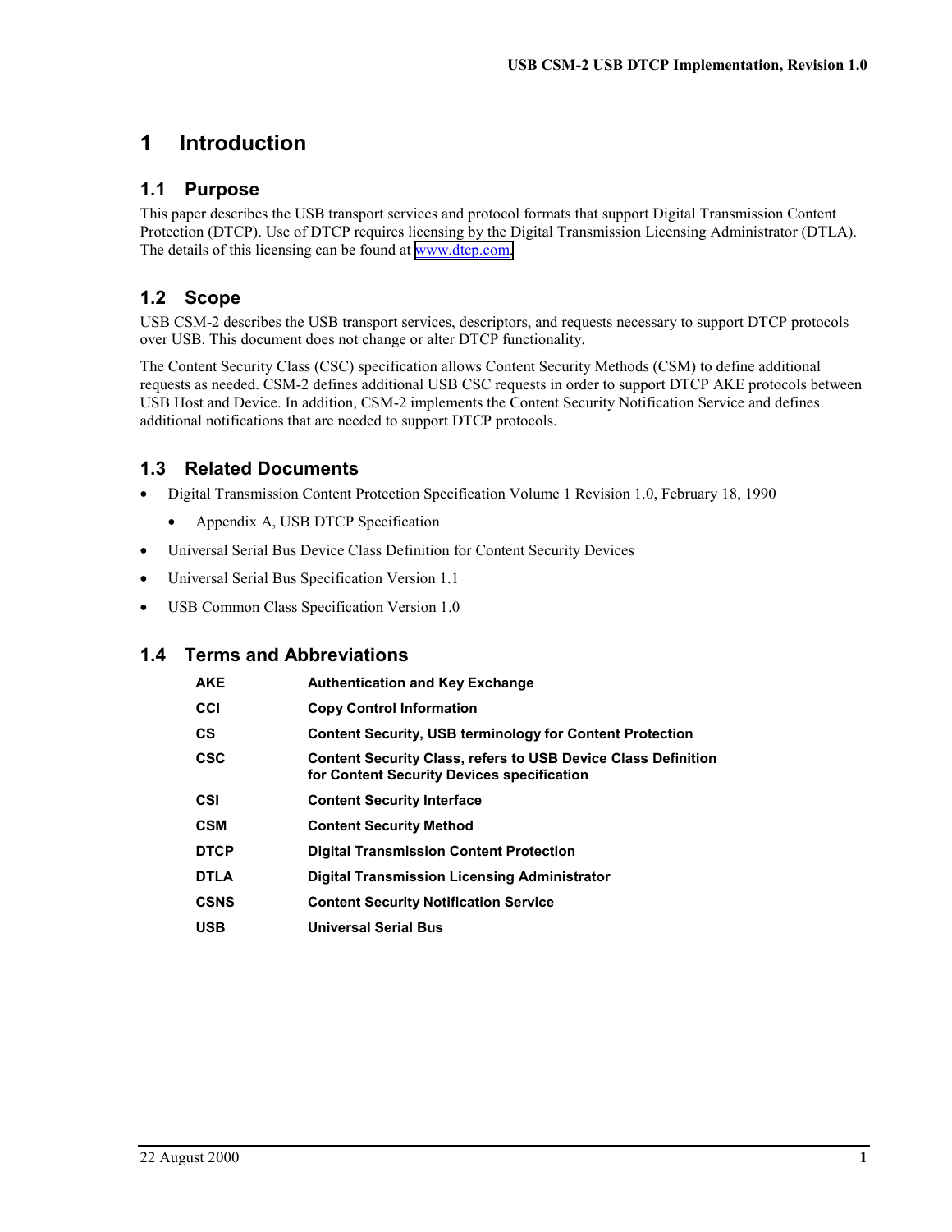# 1 Introduction

## 1.1 Purpose

This paper describes the USB transport services and protocol formats that support Digital Transmission Content Protection (DTCP). Use of DTCP requires licensing by the Digital Transmission Licensing Administrator (DTLA). The details of this licensing can be found at www.dtcp.com.

## 1.2 Scope

USB CSM-2 describes the USB transport services, descriptors, and requests necessary to support DTCP protocols over USB. This document does not change or alter DTCP functionality.

The Content Security Class (CSC) specification allows Content Security Methods (CSM) to define additional requests as needed. CSM-2 defines additional USB CSC requests in order to support DTCP AKE protocols between USB Host and Device. In addition, CSM-2 implements the Content Security Notification Service and defines additional notifications that are needed to support DTCP protocols.

## 1.3 Related Documents

- Digital Transmission Content Protection Specification Volume 1 Revision 1.0, February 18, 1990
  - Appendix A, USB DTCP Specification
- Universal Serial Bus Device Class Definition for Content Security Devices
- Universal Serial Bus Specification Version 1.1
- USB Common Class Specification Version 1.0

## 1.4 Terms and Abbreviations

| | |
|---|---|
| **AKE** | **Authentication and Key Exchange** |
| **CCI** | **Copy Control Information** |
| **CS** | **Content Security, USB terminology for Content Protection** |
| **CSC** | **Content Security Class, refers to USB Device Class Definition for Content Security Devices specification** |
| **CSI** | **Content Security Interface** |
| **CSM** | **Content Security Method** |
| **DTCP** | **Digital Transmission Content Protection** |
| **DTLA** | **Digital Transmission Licensing Administrator** |
| **CSNS** | **Content Security Notification Service** |
| **USB** | **Universal Serial Bus** |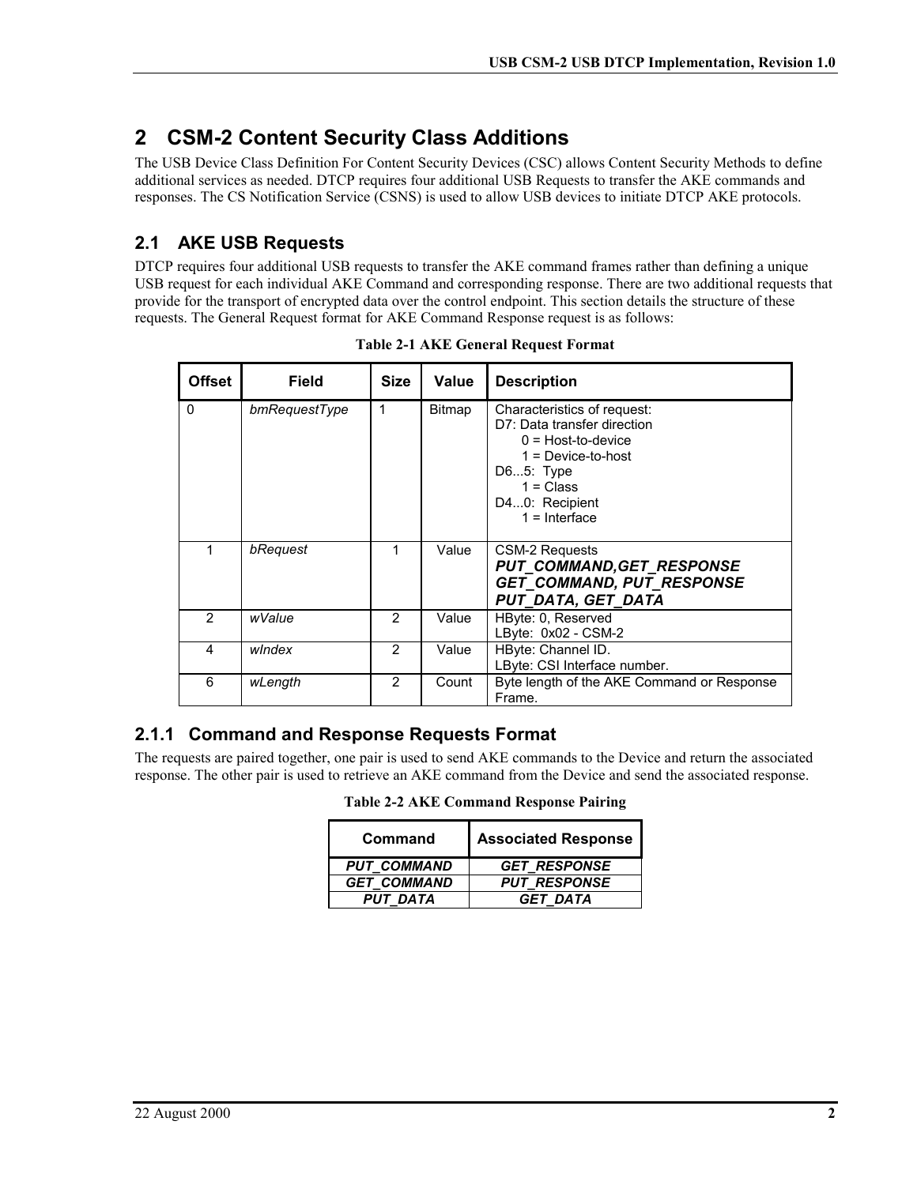# 2 CSM-2 Content Security Class Additions

The USB Device Class Definition For Content Security Devices (CSC) allows Content Security Methods to define additional services as needed. DTCP requires four additional USB Requests to transfer the AKE commands and responses. The CS Notification Service (CSNS) is used to allow USB devices to initiate DTCP AKE protocols.

## 2.1 AKE USB Requests

DTCP requires four additional USB requests to transfer the AKE command frames rather than defining a unique USB request for each individual AKE Command and corresponding response. There are two additional requests that provide for the transport of encrypted data over the control endpoint. This section details the structure of these requests. The General Request format for AKE Command Response request is as follows:

**Table 2-1 AKE General Request Format**

| Offset | Field | Size | Value | Description |
|---|---|---|---|---|
| 0 | *bmRequestType* | 1 | Bitmap | Characteristics of request:<br>D7: Data transfer direction<br>0 = Host-to-device<br>1 = Device-to-host<br>D6...5: Type<br>1 = Class<br>D4...0: Recipient<br>1 = Interface |
| 1 | *bRequest* | 1 | Value | CSM-2 Requests<br>***PUT_COMMAND,GET_RESPONSE GET_COMMAND, PUT_RESPONSE PUT_DATA, GET_DATA*** |
| 2 | *wValue* | 2 | Value | HByte: 0, Reserved<br>LByte: 0x02 - CSM-2 |
| 4 | *wIndex* | 2 | Value | HByte: Channel ID.<br>LByte: CSI Interface number. |
| 6 | *wLength* | 2 | Count | Byte length of the AKE Command or Response Frame. |

### 2.1.1 Command and Response Requests Format

The requests are paired together, one pair is used to send AKE commands to the Device and return the associated response. The other pair is used to retrieve an AKE command from the Device and send the associated response.

**Table 2-2 AKE Command Response Pairing**

| Command | Associated Response |
|---|---|
| ***PUT_COMMAND*** | ***GET_RESPONSE*** |
| ***GET_COMMAND*** | ***PUT_RESPONSE*** |
| ***PUT_DATA*** | ***GET_DATA*** |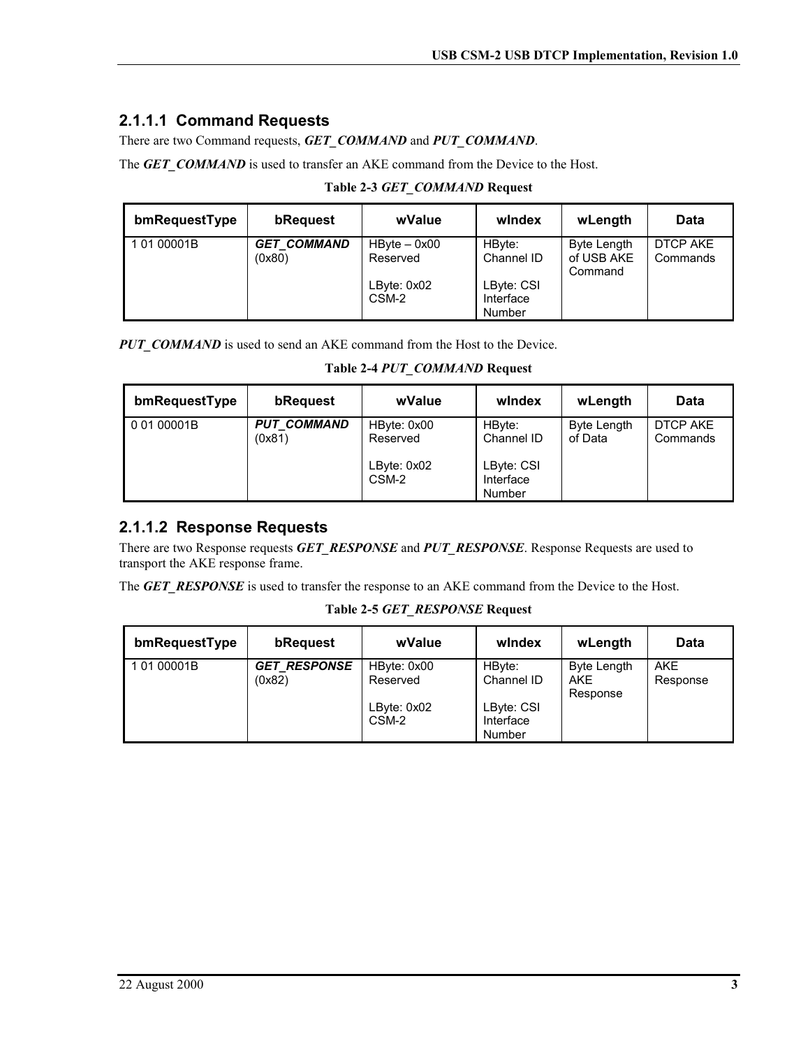### 2.1.1.1 Command Requests

There are two Command requests, ***GET_COMMAND*** and ***PUT_COMMAND***.

The ***GET_COMMAND*** is used to transfer an AKE command from the Device to the Host.

**Table 2-3 *GET_COMMAND* Request**

| bmRequestType | bRequest | wValue | wIndex | wLength | Data |
|---|---|---|---|---|---|
| 1 01 00001B | ***GET_COMMAND*** (0x80) | HByte – 0x00 Reserved<br><br>LByte: 0x02 CSM-2 | HByte: Channel ID<br><br>LByte: CSI Interface Number | Byte Length of USB AKE Command | DTCP AKE Commands |

***PUT_COMMAND*** is used to send an AKE command from the Host to the Device.

**Table 2-4 *PUT_COMMAND* Request**

| bmRequestType | bRequest | wValue | wIndex | wLength | Data |
|---|---|---|---|---|---|
| 0 01 00001B | ***PUT_COMMAND*** (0x81) | HByte: 0x00 Reserved<br><br>LByte: 0x02 CSM-2 | HByte: Channel ID<br><br>LByte: CSI Interface Number | Byte Length of Data | DTCP AKE Commands |

### 2.1.1.2 Response Requests

There are two Response requests ***GET_RESPONSE*** and ***PUT_RESPONSE***. Response Requests are used to transport the AKE response frame.

The ***GET_RESPONSE*** is used to transfer the response to an AKE command from the Device to the Host.

**Table 2-5 *GET_RESPONSE* Request**

| bmRequestType | bRequest | wValue | wIndex | wLength | Data |
|---|---|---|---|---|---|
| 1 01 00001B | ***GET_RESPONSE*** (0x82) | HByte: 0x00 Reserved<br><br>LByte: 0x02 CSM-2 | HByte: Channel ID<br><br>LByte: CSI Interface Number | Byte Length AKE Response | AKE Response |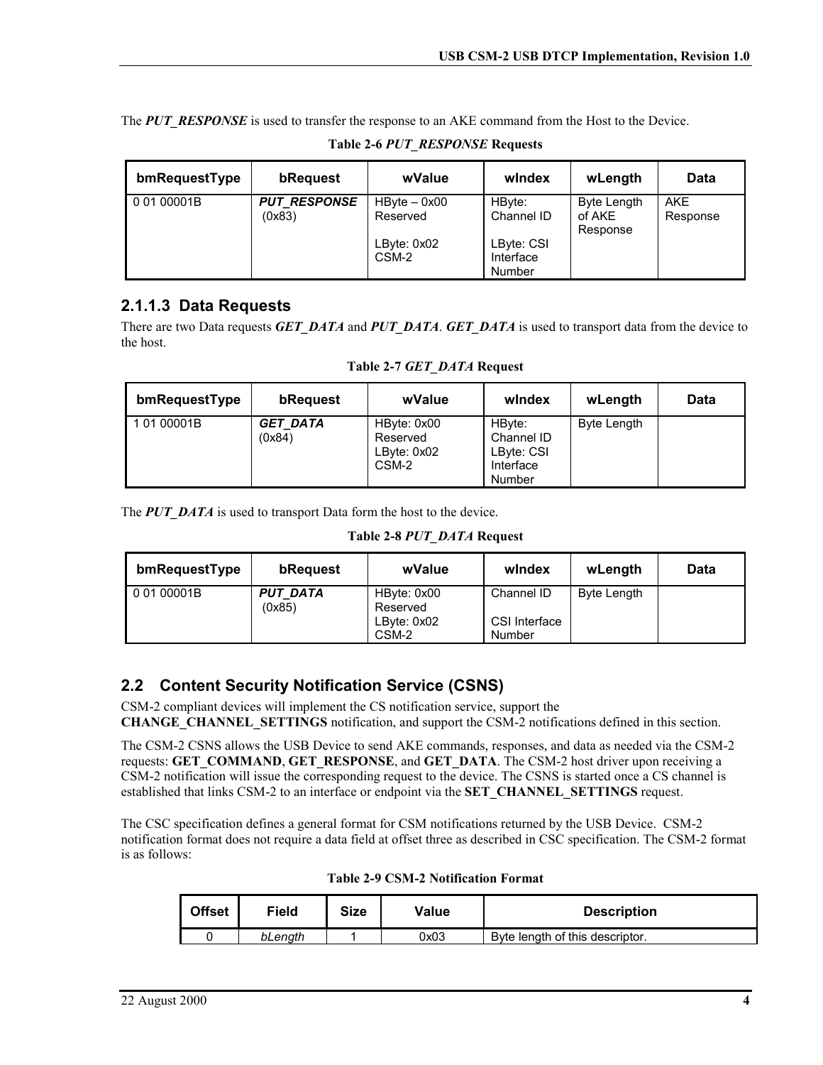The ***PUT_RESPONSE*** is used to transfer the response to an AKE command from the Host to the Device.

**Table 2-6 *PUT_RESPONSE* Requests**

| bmRequestType | bRequest | wValue | wIndex | wLength | Data |
|---|---|---|---|---|---|
| 0 01 00001B | ***PUT_RESPONSE*** (0x83) | HByte – 0x00 Reserved<br><br>LByte: 0x02 CSM-2 | HByte: Channel ID<br><br>LByte: CSI Interface Number | Byte Length of AKE Response | AKE Response |

### 2.1.1.3 Data Requests

There are two Data requests ***GET_DATA*** and ***PUT_DATA***. ***GET_DATA*** is used to transport data from the device to the host.

**Table 2-7 *GET_DATA* Request**

| bmRequestType | bRequest | wValue | wIndex | wLength | Data |
|---|---|---|---|---|---|
| 1 01 00001B | ***GET_DATA*** (0x84) | HByte: 0x00 Reserved<br>LByte: 0x02 CSM-2 | HByte: Channel ID<br>LByte: CSI Interface Number | Byte Length | |

The ***PUT_DATA*** is used to transport Data form the host to the device.

**Table 2-8 *PUT_DATA* Request**

| bmRequestType | bRequest | wValue | wIndex | wLength | Data |
|---|---|---|---|---|---|
| 0 01 00001B | ***PUT_DATA*** (0x85) | HByte: 0x00 Reserved<br>LByte: 0x02 CSM-2 | Channel ID<br><br>CSI Interface Number | Byte Length | |

## 2.2 Content Security Notification Service (CSNS)

CSM-2 compliant devices will implement the CS notification service, support the **CHANGE_CHANNEL_SETTINGS** notification, and support the CSM-2 notifications defined in this section.

The CSM-2 CSNS allows the USB Device to send AKE commands, responses, and data as needed via the CSM-2 requests: **GET_COMMAND**, **GET_RESPONSE**, and **GET_DATA**. The CSM-2 host driver upon receiving a CSM-2 notification will issue the corresponding request to the device. The CSNS is started once a CS channel is established that links CSM-2 to an interface or endpoint via the **SET_CHANNEL_SETTINGS** request.

The CSC specification defines a general format for CSM notifications returned by the USB Device. CSM-2 notification format does not require a data field at offset three as described in CSC specification. The CSM-2 format is as follows:

**Table 2-9 CSM-2 Notification Format**

| Offset | Field | Size | Value | Description |
|---|---|---|---|---|
| 0 | *bLength* | 1 | 0x03 | Byte length of this descriptor. |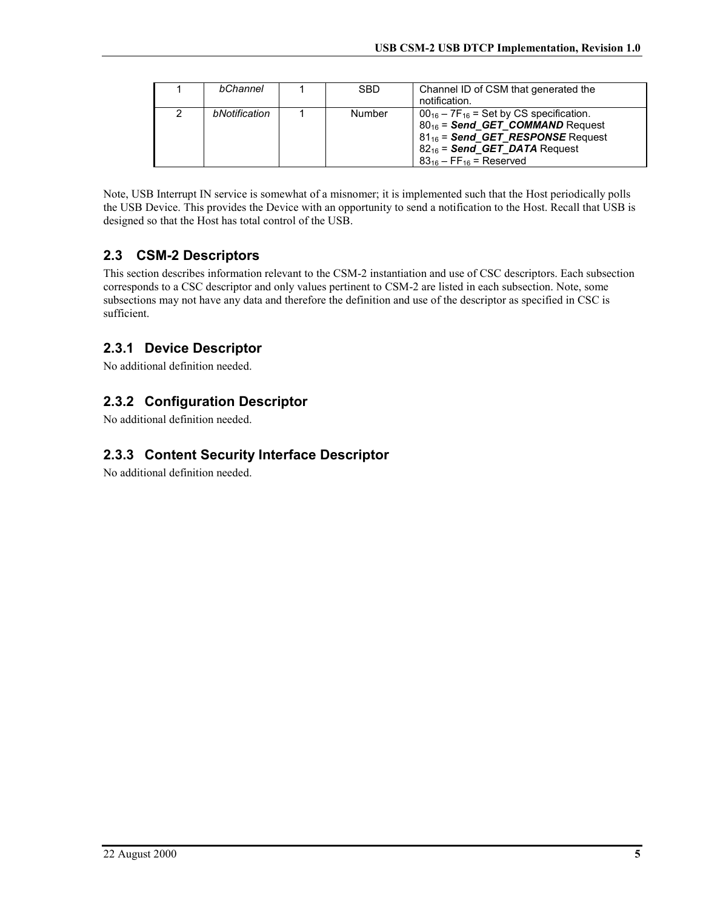| 1 | *bChannel* | 1 | SBD | Channel ID of CSM that generated the notification. |
|---|---|---|---|---|
| 2 | *bNotification* | 1 | Number | $00_{16}$ – $7F_{16}$ = Set by CS specification.<br>$80_{16}$ = ***Send_GET_COMMAND*** Request<br>$81_{16}$ = ***Send_GET_RESPONSE*** Request<br>$82_{16}$ = ***Send_GET_DATA*** Request<br>$83_{16}$ – $FF_{16}$ = Reserved |

Note, USB Interrupt IN service is somewhat of a misnomer; it is implemented such that the Host periodically polls the USB Device. This provides the Device with an opportunity to send a notification to the Host. Recall that USB is designed so that the Host has total control of the USB.

## 2.3 CSM-2 Descriptors

This section describes information relevant to the CSM-2 instantiation and use of CSC descriptors. Each subsection corresponds to a CSC descriptor and only values pertinent to CSM-2 are listed in each subsection. Note, some subsections may not have any data and therefore the definition and use of the descriptor as specified in CSC is sufficient.

### 2.3.1 Device Descriptor

No additional definition needed.

### 2.3.2 Configuration Descriptor

No additional definition needed.

### 2.3.3 Content Security Interface Descriptor

No additional definition needed.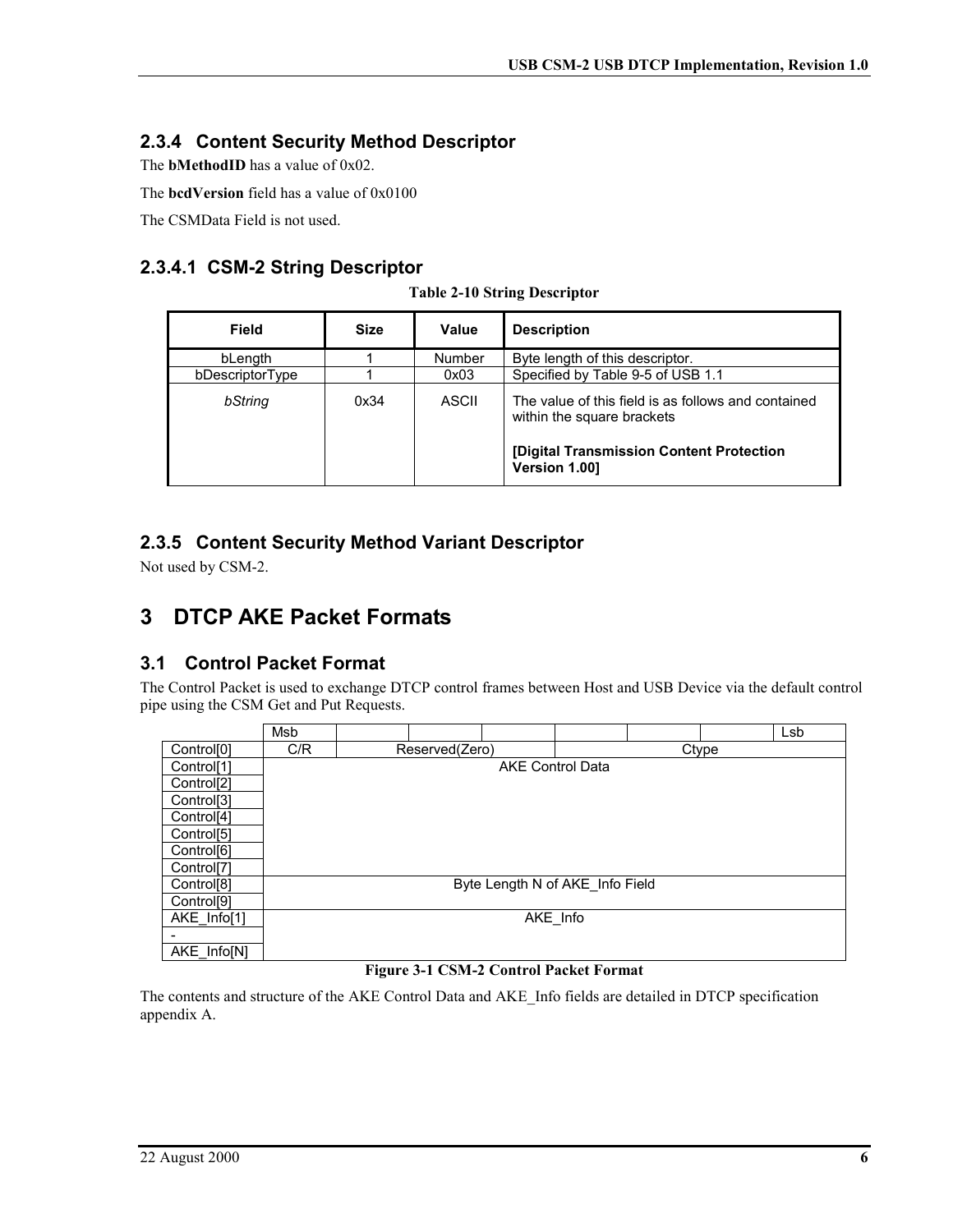### 2.3.4 Content Security Method Descriptor

The **bMethodID** has a value of 0x02.

The **bcdVersion** field has a value of 0x0100

The CSMData Field is not used.

#### 2.3.4.1 CSM-2 String Descriptor

**Table 2-10 String Descriptor**

| Field | Size | Value | Description |
|---|---|---|---|
| bLength | 1 | Number | Byte length of this descriptor. |
| bDescriptorType | 1 | 0x03 | Specified by Table 9-5 of USB 1.1 |
| *bString* | 0x34 | ASCII | The value of this field is as follows and contained within the square brackets<br><br>**[Digital Transmission Content Protection Version 1.00]** |

### 2.3.5 Content Security Method Variant Descriptor

Not used by CSM-2.

# 3 DTCP AKE Packet Formats

## 3.1 Control Packet Format

The Control Packet is used to exchange DTCP control frames between Host and USB Device via the default control pipe using the CSM Get and Put Requests.

| | Msb | | | | | | | Lsb |
|---|---|---|---|---|---|---|---|---|
| Control[0] | C/R | Reserved(Zero) | | | Ctype | | | |
| Control[1] | AKE Control Data | | | | | | | |
| Control[2] | | | | | | | | |
| Control[3] | | | | | | | | |
| Control[4] | | | | | | | | |
| Control[5] | | | | | | | | |
| Control[6] | | | | | | | | |
| Control[7] | | | | | | | | |
| Control[8] | Byte Length N of AKE_Info Field | | | | | | | |
| Control[9] | | | | | | | | |
| AKE_Info[1] | AKE_Info | | | | | | | |
| - | | | | | | | | |
| AKE_Info[N] | | | | | | | | |

**Figure 3-1 CSM-2 Control Packet Format**

The contents and structure of the AKE Control Data and AKE_Info fields are detailed in DTCP specification appendix A.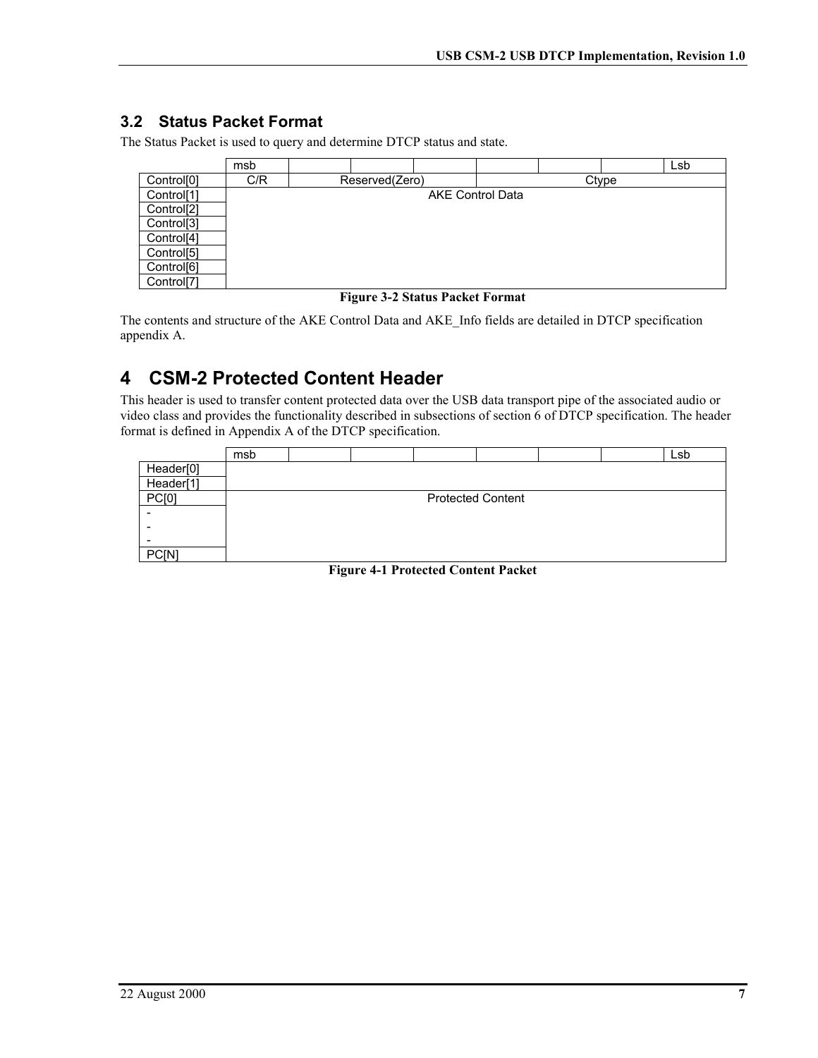### 3.2 Status Packet Format

The Status Packet is used to query and determine DTCP status and state.

| | msb | | | | | | | Lsb |
|---|---|---|---|---|---|---|---|---|
| Control[0] | C/R | Reserved(Zero) | | | Ctype | | | |
| Control[1] | AKE Control Data | | | | | | | |
| Control[2] | | | | | | | | |
| Control[3] | | | | | | | | |
| Control[4] | | | | | | | | |
| Control[5] | | | | | | | | |
| Control[6] | | | | | | | | |
| Control[7] | | | | | | | | |

**Figure 3-2 Status Packet Format**

The contents and structure of the AKE Control Data and AKE_Info fields are detailed in DTCP specification appendix A.

# 4 CSM-2 Protected Content Header

This header is used to transfer content protected data over the USB data transport pipe of the associated audio or video class and provides the functionality described in subsections of section 6 of DTCP specification. The header format is defined in Appendix A of the DTCP specification.

| | msb | | | | | | | Lsb |
|---|---|---|---|---|---|---|---|---|
| Header[0] | | | | | | | | |
| Header[1] | | | | | | | | |
| PC[0] | Protected Content | | | | | | | |
| - | | | | | | | | |
| - | | | | | | | | |
| - | | | | | | | | |
| PC[N] | | | | | | | | |

**Figure 4-1 Protected Content Packet**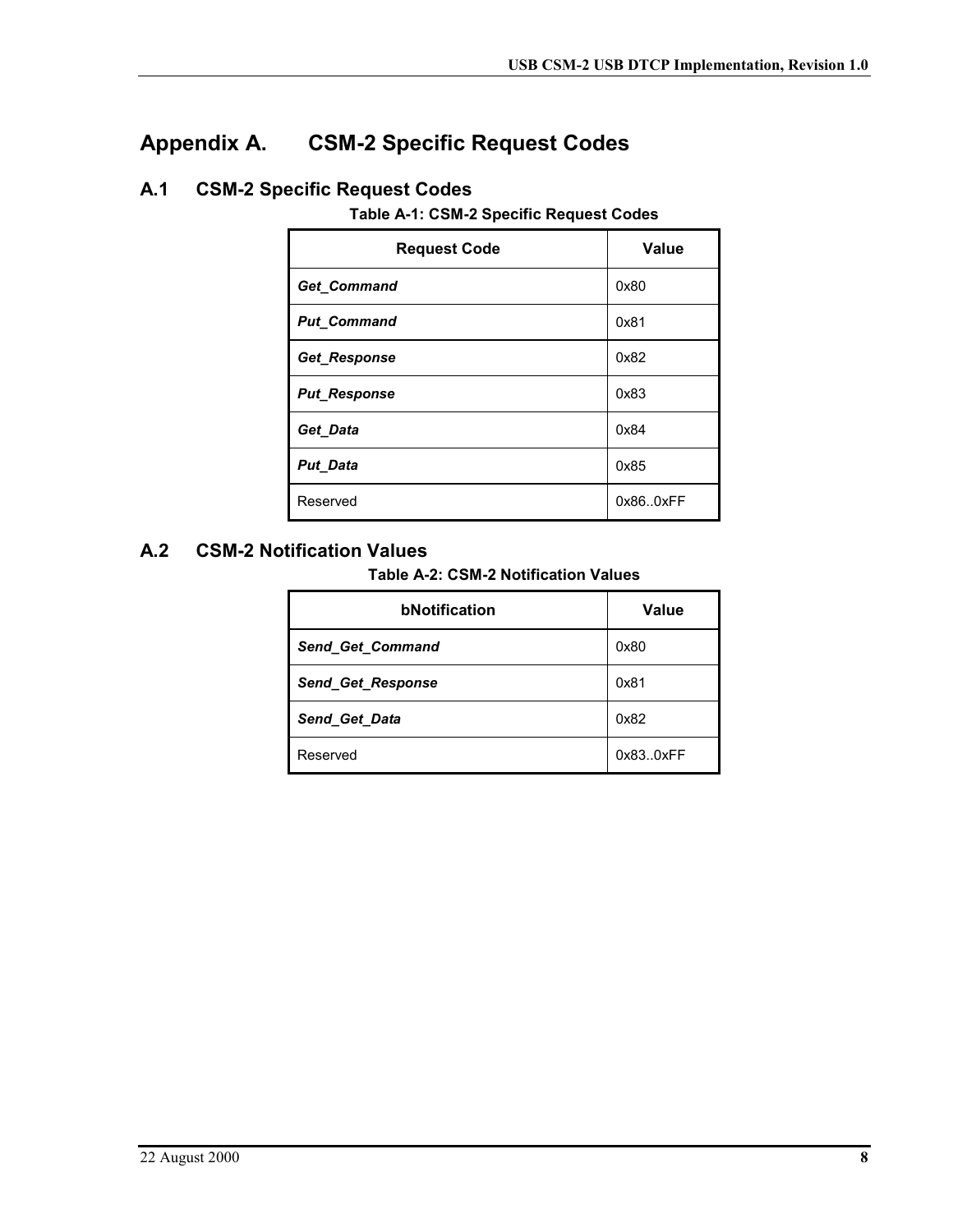# Appendix A. CSM-2 Specific Request Codes

## A.1 CSM-2 Specific Request Codes

**Table A-1: CSM-2 Specific Request Codes**

| Request Code | Value |
|---|---|
| ***Get_Command*** | 0x80 |
| ***Put_Command*** | 0x81 |
| ***Get_Response*** | 0x82 |
| ***Put_Response*** | 0x83 |
| ***Get_Data*** | 0x84 |
| ***Put_Data*** | 0x85 |
| Reserved | 0x86..0xFF |

## A.2 CSM-2 Notification Values

**Table A-2: CSM-2 Notification Values**

| bNotification | Value |
|---|---|
| ***Send_Get_Command*** | 0x80 |
| ***Send_Get_Response*** | 0x81 |
| ***Send_Get_Data*** | 0x82 |
| Reserved | 0x83..0xFF |